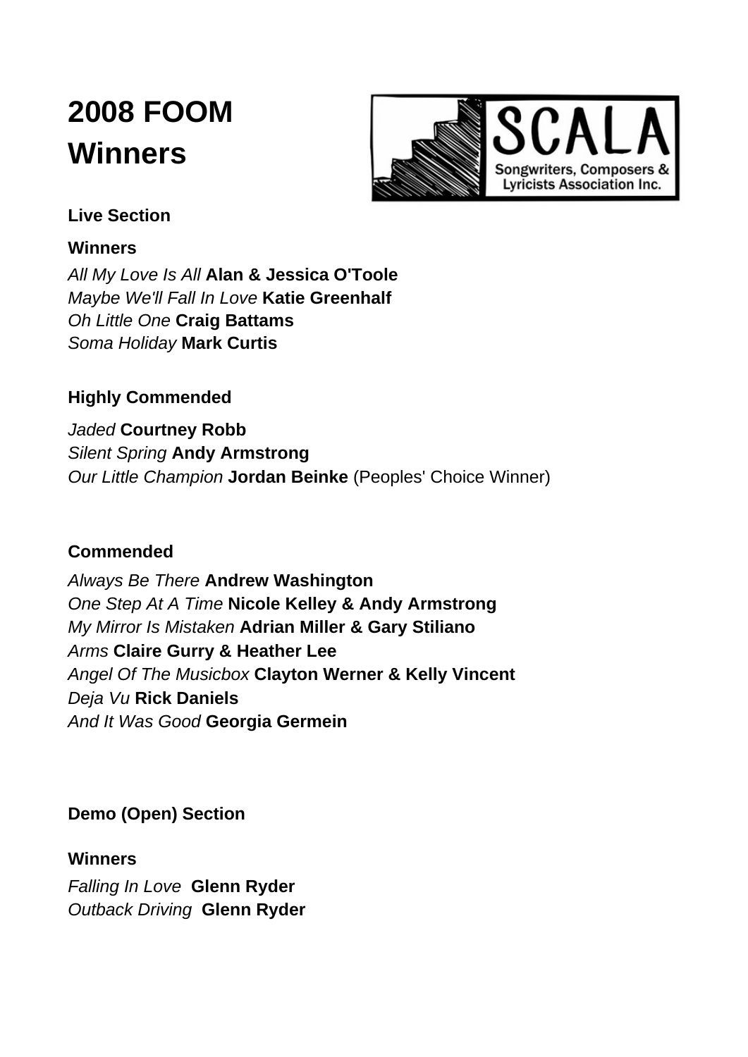# 2008 FOOM Winners

SCALA
Songwriters, Composers & Lyricists Association Inc.

### Live Section

**Winners**

*All My Love Is All* **Alan & Jessica O'Toole**
*Maybe We'll Fall In Love* **Katie Greenhalf**
*Oh Little One* **Craig Battams**
*Soma Holiday* **Mark Curtis**

**Highly Commended**

*Jaded* **Courtney Robb**
*Silent Spring* **Andy Armstrong**
*Our Little Champion* **Jordan Beinke** (Peoples' Choice Winner)

**Commended**

*Always Be There* **Andrew Washington**
*One Step At A Time* **Nicole Kelley & Andy Armstrong**
*My Mirror Is Mistaken* **Adrian Miller & Gary Stiliano**
*Arms* **Claire Gurry & Heather Lee**
*Angel Of The Musicbox* **Clayton Werner & Kelly Vincent**
*Deja Vu* **Rick Daniels**
*And It Was Good* **Georgia Germein**

### Demo (Open) Section

**Winners**

*Falling In Love* **Glenn Ryder**
*Outback Driving* **Glenn Ryder**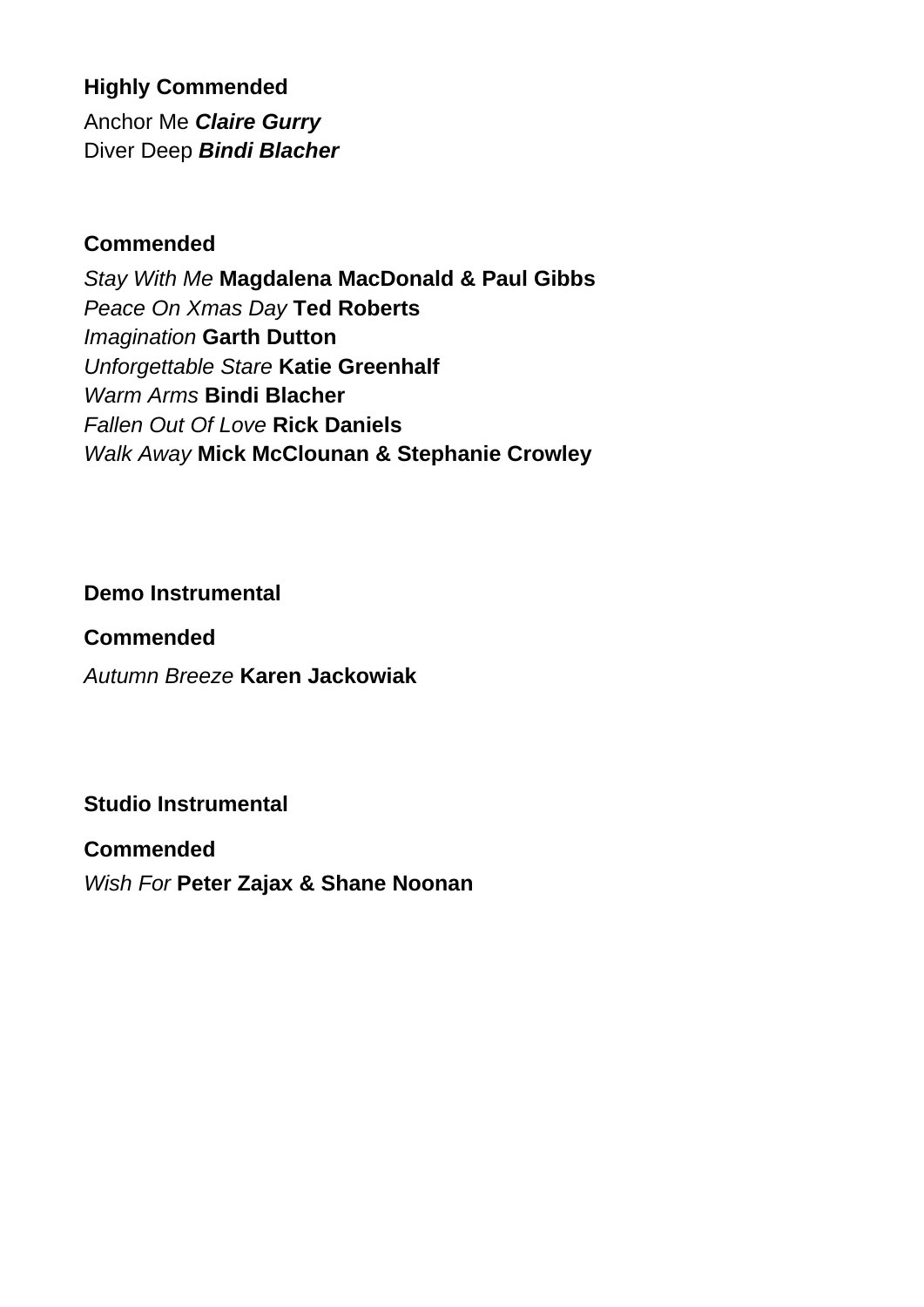**Highly Commended**

Anchor Me ***Claire Gurry***
Diver Deep ***Bindi Blacher***

**Commended**

*Stay With Me* **Magdalena MacDonald & Paul Gibbs**
*Peace On Xmas Day* **Ted Roberts**
*Imagination* **Garth Dutton**
*Unforgettable Stare* **Katie Greenhalf**
*Warm Arms* **Bindi Blacher**
*Fallen Out Of Love* **Rick Daniels**
*Walk Away* **Mick McClounan & Stephanie Crowley**

**Demo Instrumental**

**Commended**

*Autumn Breeze* **Karen Jackowiak**

**Studio Instrumental**

**Commended**

*Wish For* **Peter Zajax & Shane Noonan**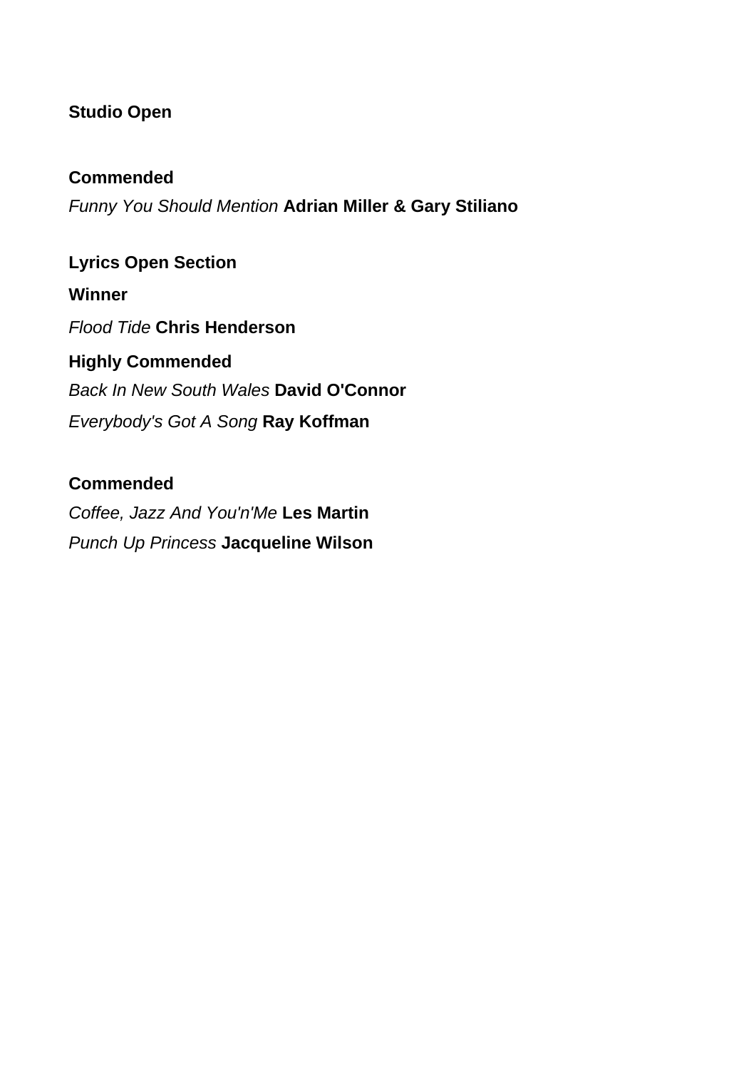**Studio Open**

**Commended**

*Funny You Should Mention* **Adrian Miller & Gary Stiliano**

**Lyrics Open Section**

**Winner**

*Flood Tide* **Chris Henderson**

**Highly Commended**

*Back In New South Wales* **David O'Connor**

*Everybody's Got A Song* **Ray Koffman**

**Commended**

*Coffee, Jazz And You'n'Me* **Les Martin**

*Punch Up Princess* **Jacqueline Wilson**